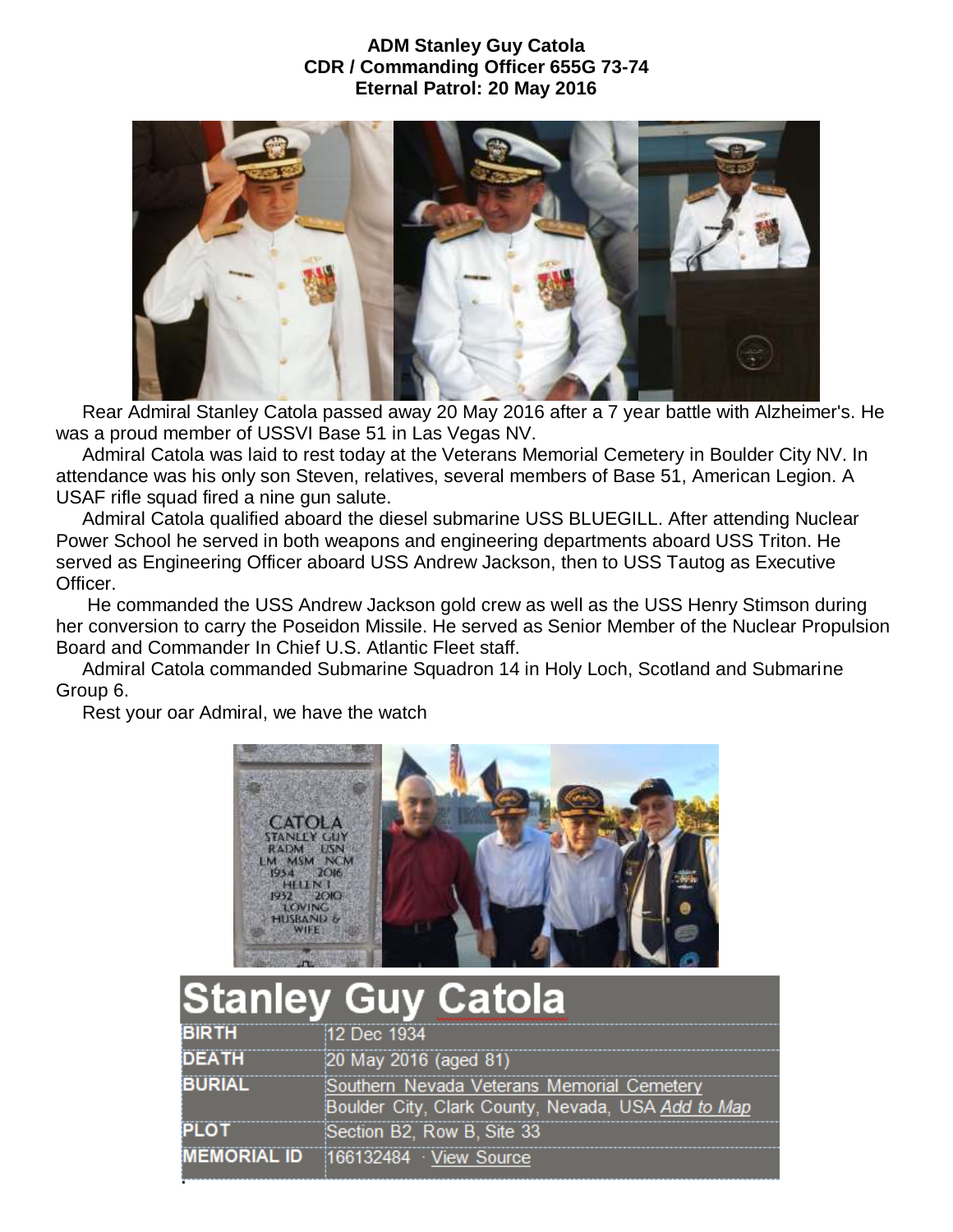**ADM Stanley Guy Catola**
**CDR / Commanding Officer 655G 73-74**
**Eternal Patrol: 20 May 2016**

Rear Admiral Stanley Catola passed away 20 May 2016 after a 7 year battle with Alzheimer's. He was a proud member of USSVI Base 51 in Las Vegas NV.

Admiral Catola was laid to rest today at the Veterans Memorial Cemetery in Boulder City NV. In attendance was his only son Steven, relatives, several members of Base 51, American Legion. A USAF rifle squad fired a nine gun salute.

Admiral Catola qualified aboard the diesel submarine USS BLUEGILL. After attending Nuclear Power School he served in both weapons and engineering departments aboard USS Triton. He served as Engineering Officer aboard USS Andrew Jackson, then to USS Tautog as Executive Officer.

He commanded the USS Andrew Jackson gold crew as well as the USS Henry Stimson during her conversion to carry the Poseidon Missile. He served as Senior Member of the Nuclear Propulsion Board and Commander In Chief U.S. Atlantic Fleet staff.

Admiral Catola commanded Submarine Squadron 14 in Holy Loch, Scotland and Submarine Group 6.

Rest your oar Admiral, we have the watch

## Stanley Guy Catola

| | |
|---|---|
| BIRTH | 12 Dec 1934 |
| DEATH | 20 May 2016 (aged 81) |
| BURIAL | Southern Nevada Veterans Memorial Cemetery Boulder City, Clark County, Nevada, USA *Add to Map* |
| PLOT | Section B2, Row B, Site 33 |
| MEMORIAL ID | 166132484 · View Source |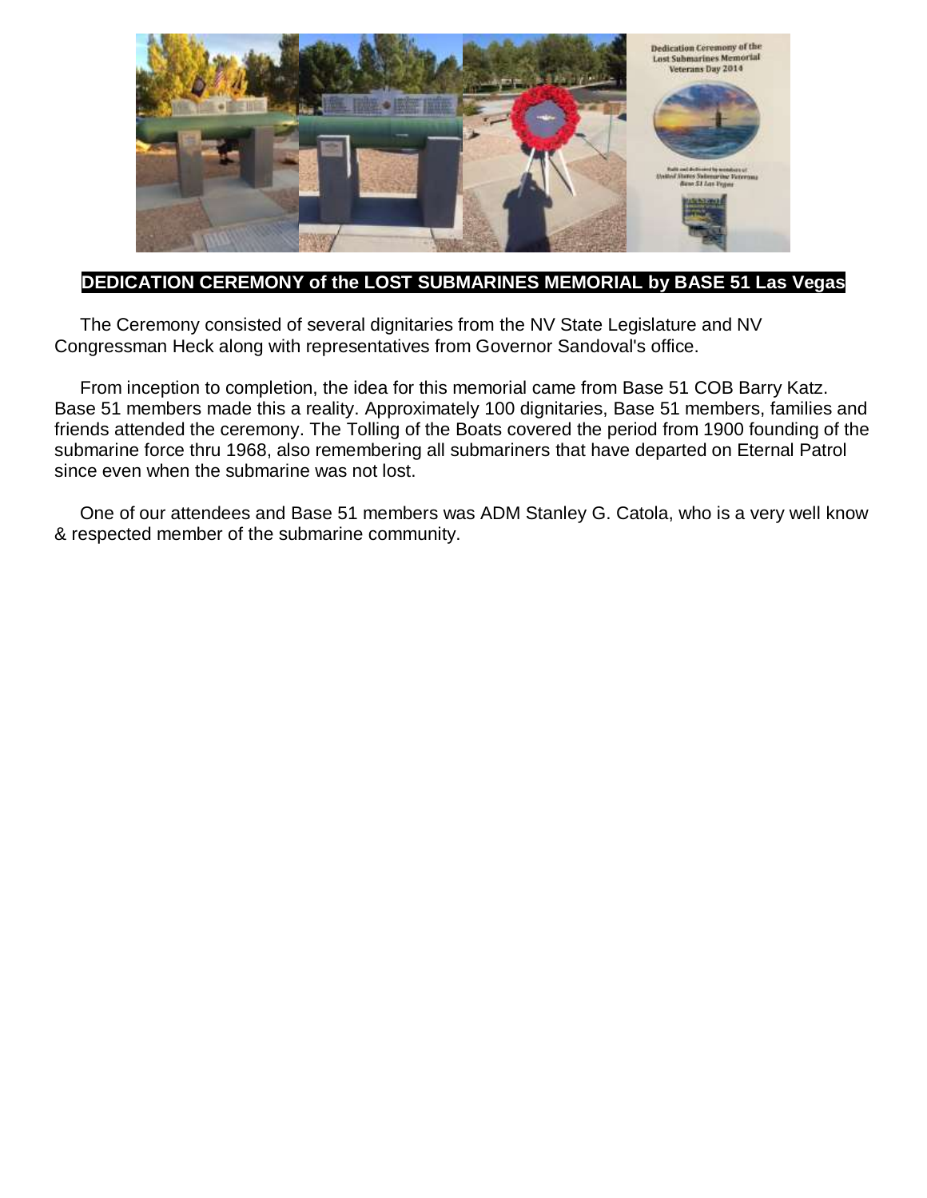## DEDICATION CEREMONY of the LOST SUBMARINES MEMORIAL by BASE 51 Las Vegas

The Ceremony consisted of several dignitaries from the NV State Legislature and NV Congressman Heck along with representatives from Governor Sandoval's office.

From inception to completion, the idea for this memorial came from Base 51 COB Barry Katz. Base 51 members made this a reality. Approximately 100 dignitaries, Base 51 members, families and friends attended the ceremony. The Tolling of the Boats covered the period from 1900 founding of the submarine force thru 1968, also remembering all submariners that have departed on Eternal Patrol since even when the submarine was not lost.

One of our attendees and Base 51 members was ADM Stanley G. Catola, who is a very well know & respected member of the submarine community.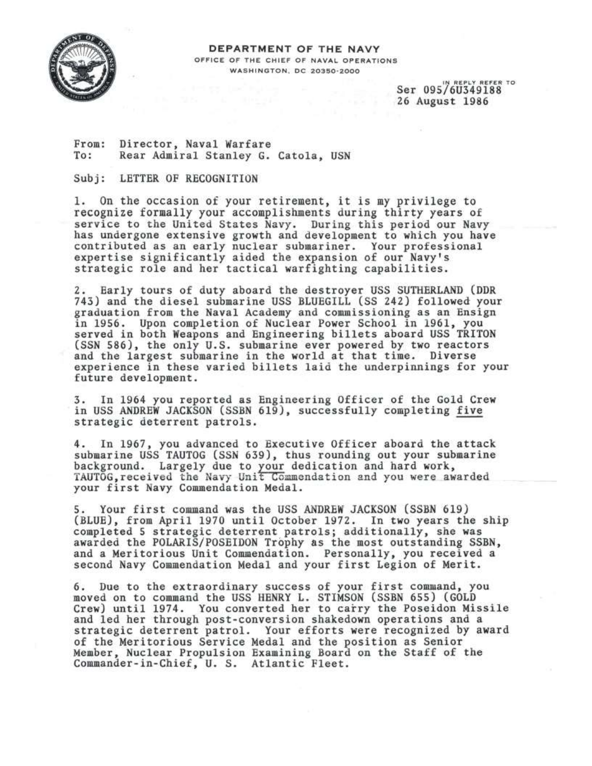**DEPARTMENT OF THE NAVY**
OFFICE OF THE CHIEF OF NAVAL OPERATIONS
WASHINGTON, DC 20350-2000

IN REPLY REFER TO
Ser 095/6U349188
26 August 1986

From: Director, Naval Warfare
To: Rear Admiral Stanley G. Catola, USN

Subj: LETTER OF RECOGNITION

1. On the occasion of your retirement, it is my privilege to recognize formally your accomplishments during thirty years of service to the United States Navy. During this period our Navy has undergone extensive growth and development to which you have contributed as an early nuclear submariner. Your professional expertise significantly aided the expansion of our Navy's strategic role and her tactical warfighting capabilities.

2. Early tours of duty aboard the destroyer USS SUTHERLAND (DDR 743) and the diesel submarine USS BLUEGILL (SS 242) followed your graduation from the Naval Academy and commissioning as an Ensign in 1956. Upon completion of Nuclear Power School in 1961, you served in both Weapons and Engineering billets aboard USS TRITON (SSN 586), the only U.S. submarine ever powered by two reactors and the largest submarine in the world at that time. Diverse experience in these varied billets laid the underpinnings for your future development.

3. In 1964 you reported as Engineering Officer of the Gold Crew in USS ANDREW JACKSON (SSBN 619), successfully completing <u>five</u> strategic deterrent patrols.

4. In 1967, you advanced to Executive Officer aboard the attack submarine USS TAUTOG (SSN 639), thus rounding out your submarine background. Largely due to <u>your</u> dedication and hard work, TAUTOG, received the Navy Unit Commendation and you were awarded your first Navy Commendation Medal.

5. Your first command was the USS ANDREW JACKSON (SSBN 619) (BLUE), from April 1970 until October 1972. In two years the ship completed 5 strategic deterrent patrols; additionally, she was awarded the POLARIS/POSEIDON Trophy as the most outstanding SSBN, and a Meritorious Unit Commendation. Personally, you received a second Navy Commendation Medal and your first Legion of Merit.

6. Due to the extraordinary success of your first command, you moved on to command the USS HENRY L. STIMSON (SSBN 655) (GOLD Crew) until 1974. You converted her to carry the Poseidon Missile and led her through post-conversion shakedown operations and a strategic deterrent patrol. Your efforts were recognized by award of the Meritorious Service Medal and the position as Senior Member, Nuclear Propulsion Examining Board on the Staff of the Commander-in-Chief, U. S. Atlantic Fleet.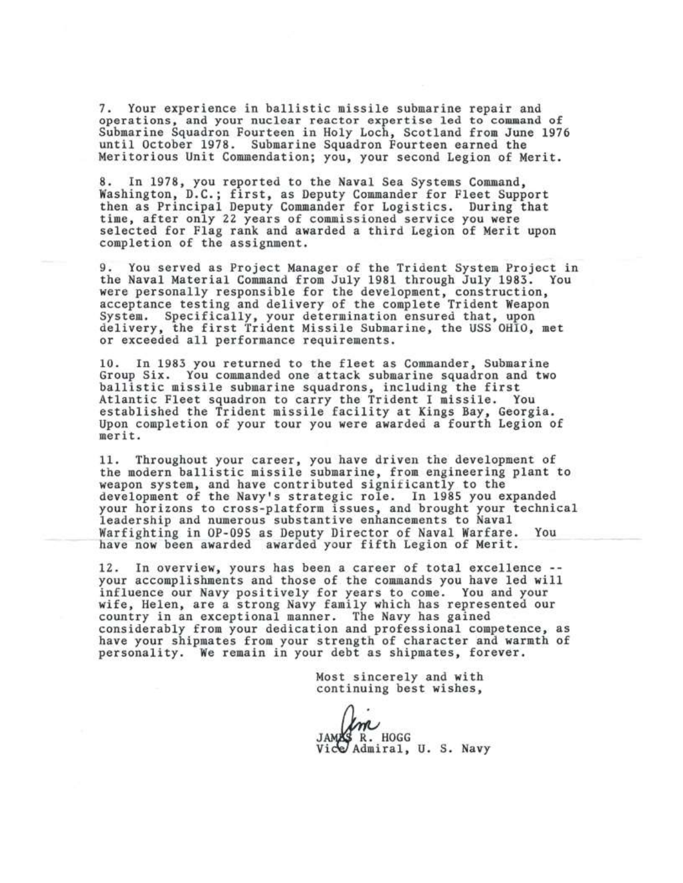7. Your experience in ballistic missile submarine repair and operations, and your nuclear reactor expertise led to command of Submarine Squadron Fourteen in Holy Loch, Scotland from June 1976 until October 1978. Submarine Squadron Fourteen earned the Meritorious Unit Commendation; you, your second Legion of Merit.

8. In 1978, you reported to the Naval Sea Systems Command, Washington, D.C.; first, as Deputy Commander for Fleet Support then as Principal Deputy Commander for Logistics. During that time, after only 22 years of commissioned service you were selected for Flag rank and awarded a third Legion of Merit upon completion of the assignment.

9. You served as Project Manager of the Trident System Project in the Naval Material Command from July 1981 through July 1983. You were personally responsible for the development, construction, acceptance testing and delivery of the complete Trident Weapon System. Specifically, your determination ensured that, upon delivery, the first Trident Missile Submarine, the USS OHIO, met or exceeded all performance requirements.

10. In 1983 you returned to the fleet as Commander, Submarine Group Six. You commanded one attack submarine squadron and two ballistic missile submarine squadrons, including the first Atlantic Fleet squadron to carry the Trident I missile. You established the Trident missile facility at Kings Bay, Georgia. Upon completion of your tour you were awarded a fourth Legion of merit.

11. Throughout your career, you have driven the development of the modern ballistic missile submarine, from engineering plant to weapon system, and have contributed significantly to the development of the Navy's strategic role. In 1985 you expanded your horizons to cross-platform issues, and brought your technical leadership and numerous substantive enhancements to Naval Warfighting in OP-095 as Deputy Director of Naval Warfare. You have now been awarded awarded your fifth Legion of Merit.

12. In overview, yours has been a career of total excellence -- your accomplishments and those of the commands you have led will influence our Navy positively for years to come. You and your wife, Helen, are a strong Navy family which has represented our country in an exceptional manner. The Navy has gained considerably from your dedication and professional competence, as have your shipmates from your strength of character and warmth of personality. We remain in your debt as shipmates, forever.

Most sincerely and with
continuing best wishes,

Jim

JAMES R. HOGG
Vice Admiral, U. S. Navy